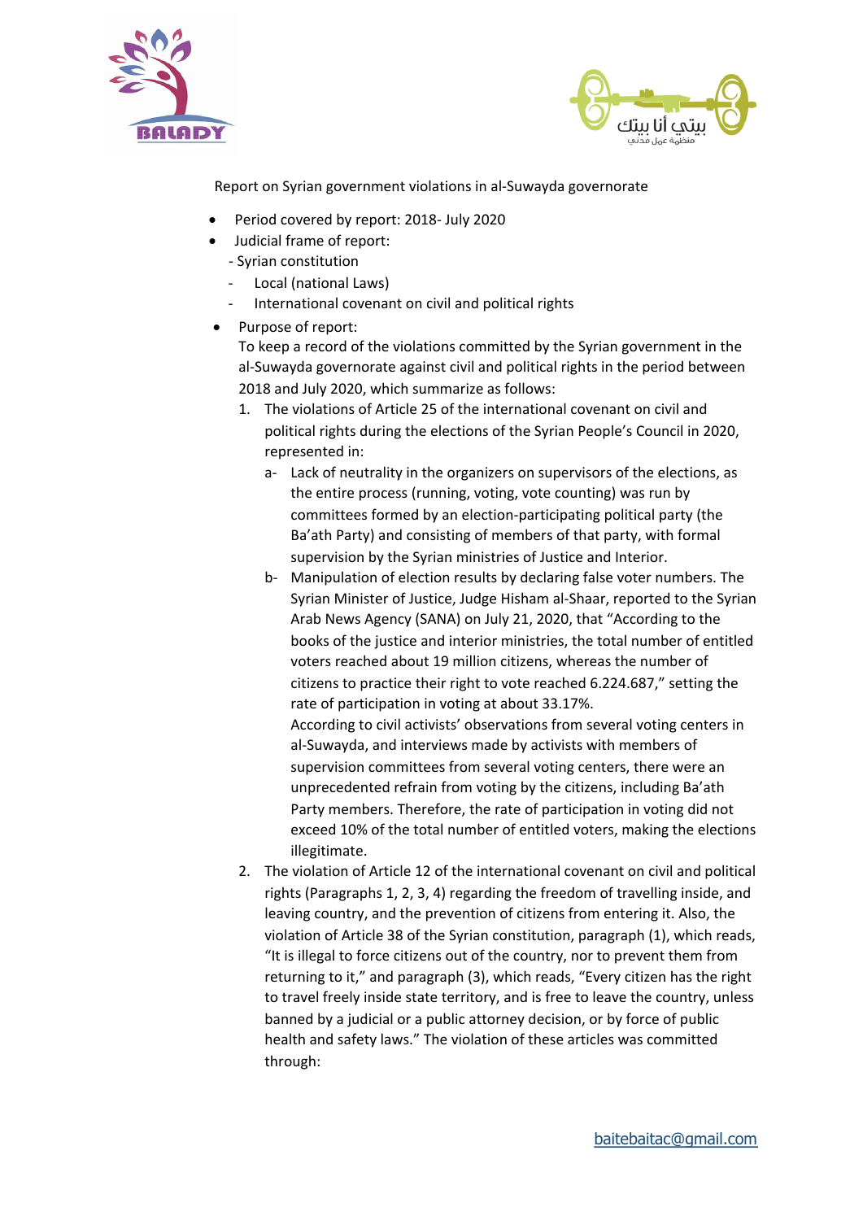Report on Syrian government violations in al-Suwayda governorate

- Period covered by report: 2018- July 2020
- Judicial frame of report:
  - Syrian constitution
  - Local (national Laws)
  - International covenant on civil and political rights
- Purpose of report:
  To keep a record of the violations committed by the Syrian government in the al-Suwayda governorate against civil and political rights in the period between 2018 and July 2020, which summarize as follows:
  1. The violations of Article 25 of the international covenant on civil and political rights during the elections of the Syrian People's Council in 2020, represented in:
     - a- Lack of neutrality in the organizers on supervisors of the elections, as the entire process (running, voting, vote counting) was run by committees formed by an election-participating political party (the Ba'ath Party) and consisting of members of that party, with formal supervision by the Syrian ministries of Justice and Interior.
     - b- Manipulation of election results by declaring false voter numbers. The Syrian Minister of Justice, Judge Hisham al-Shaar, reported to the Syrian Arab News Agency (SANA) on July 21, 2020, that "According to the books of the justice and interior ministries, the total number of entitled voters reached about 19 million citizens, whereas the number of citizens to practice their right to vote reached 6.224.687," setting the rate of participation in voting at about 33.17%.
       According to civil activists' observations from several voting centers in al-Suwayda, and interviews made by activists with members of supervision committees from several voting centers, there were an unprecedented refrain from voting by the citizens, including Ba'ath Party members. Therefore, the rate of participation in voting did not exceed 10% of the total number of entitled voters, making the elections illegitimate.
  2. The violation of Article 12 of the international covenant on civil and political rights (Paragraphs 1, 2, 3, 4) regarding the freedom of travelling inside, and leaving country, and the prevention of citizens from entering it. Also, the violation of Article 38 of the Syrian constitution, paragraph (1), which reads, "It is illegal to force citizens out of the country, nor to prevent them from returning to it," and paragraph (3), which reads, "Every citizen has the right to travel freely inside state territory, and is free to leave the country, unless banned by a judicial or a public attorney decision, or by force of public health and safety laws." The violation of these articles was committed through: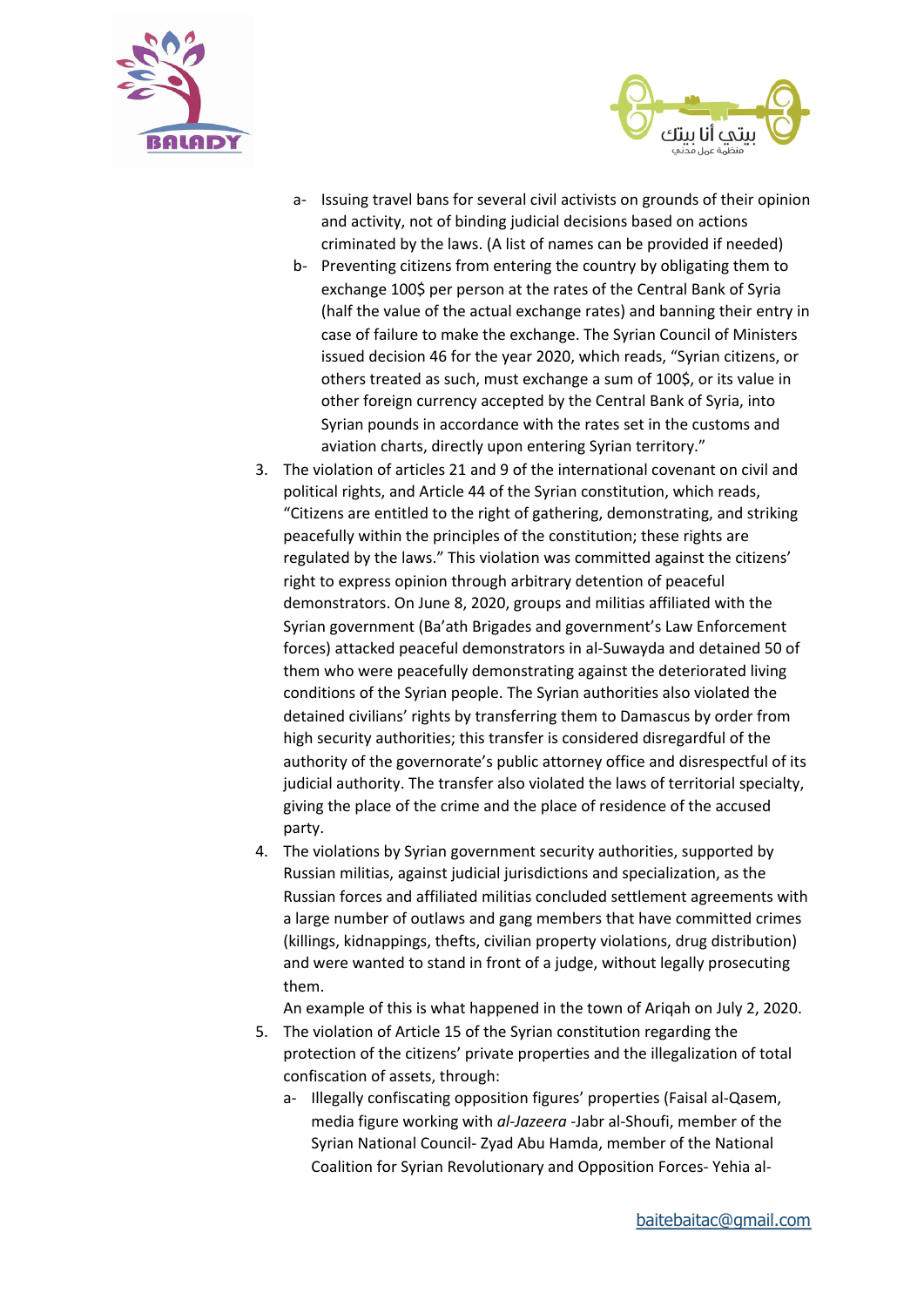a- Issuing travel bans for several civil activists on grounds of their opinion and activity, not of binding judicial decisions based on actions criminated by the laws. (A list of names can be provided if needed)
   b- Preventing citizens from entering the country by obligating them to exchange 100$ per person at the rates of the Central Bank of Syria (half the value of the actual exchange rates) and banning their entry in case of failure to make the exchange. The Syrian Council of Ministers issued decision 46 for the year 2020, which reads, "Syrian citizens, or others treated as such, must exchange a sum of 100$, or its value in other foreign currency accepted by the Central Bank of Syria, into Syrian pounds in accordance with the rates set in the customs and aviation charts, directly upon entering Syrian territory."

3. The violation of articles 21 and 9 of the international covenant on civil and political rights, and Article 44 of the Syrian constitution, which reads, "Citizens are entitled to the right of gathering, demonstrating, and striking peacefully within the principles of the constitution; these rights are regulated by the laws." This violation was committed against the citizens' right to express opinion through arbitrary detention of peaceful demonstrators. On June 8, 2020, groups and militias affiliated with the Syrian government (Ba'ath Brigades and government's Law Enforcement forces) attacked peaceful demonstrators in al-Suwayda and detained 50 of them who were peacefully demonstrating against the deteriorated living conditions of the Syrian people. The Syrian authorities also violated the detained civilians' rights by transferring them to Damascus by order from high security authorities; this transfer is considered disregardful of the authority of the governorate's public attorney office and disrespectful of its judicial authority. The transfer also violated the laws of territorial specialty, giving the place of the crime and the place of residence of the accused party.
4. The violations by Syrian government security authorities, supported by Russian militias, against judicial jurisdictions and specialization, as the Russian forces and affiliated militias concluded settlement agreements with a large number of outlaws and gang members that have committed crimes (killings, kidnappings, thefts, civilian property violations, drug distribution) and were wanted to stand in front of a judge, without legally prosecuting them.

   An example of this is what happened in the town of Ariqah on July 2, 2020.
5. The violation of Article 15 of the Syrian constitution regarding the protection of the citizens' private properties and the illegalization of total confiscation of assets, through:
   a- Illegally confiscating opposition figures' properties (Faisal al-Qasem, media figure working with *al-Jazeera* -Jabr al-Shoufi, member of the Syrian National Council- Zyad Abu Hamda, member of the National Coalition for Syrian Revolutionary and Opposition Forces- Yehia al-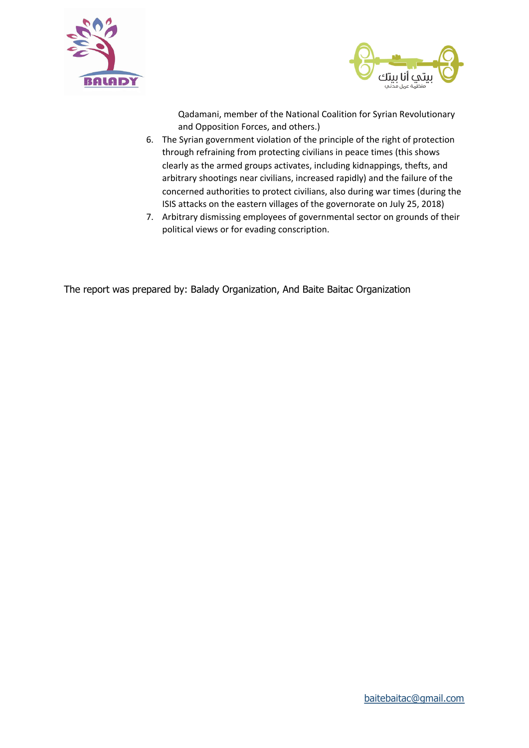Qadamani, member of the National Coalition for Syrian Revolutionary and Opposition Forces, and others.)

6. The Syrian government violation of the principle of the right of protection through refraining from protecting civilians in peace times (this shows clearly as the armed groups activates, including kidnappings, thefts, and arbitrary shootings near civilians, increased rapidly) and the failure of the concerned authorities to protect civilians, also during war times (during the ISIS attacks on the eastern villages of the governorate on July 25, 2018)
7. Arbitrary dismissing employees of governmental sector on grounds of their political views or for evading conscription.

The report was prepared by: Balady Organization, And Baite Baitac Organization

baitebaitac@gmail.com